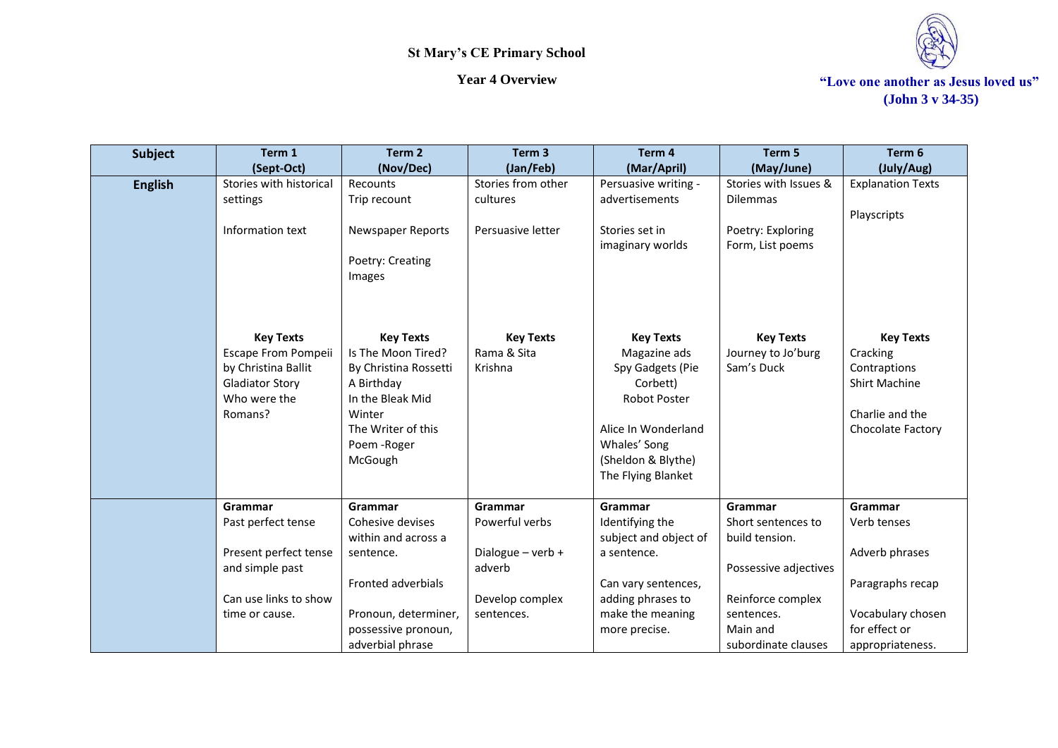# St Mary's CE Primary School

## Year 4 Overview

**"Love one another as Jesus loved us" (John 3 v 34-35)**

| Subject | Term 1 (Sept-Oct) | Term 2 (Nov/Dec) | Term 3 (Jan/Feb) | Term 4 (Mar/April) | Term 5 (May/June) | Term 6 (July/Aug) |
|---|---|---|---|---|---|---|
| **English** | Stories with historical settings<br><br>Information text<br><br>**Key Texts**<br>Escape From Pompeii by Christina Ballit<br>Gladiator Story<br>Who were the Romans? | Recounts<br>Trip recount<br><br>Newspaper Reports<br><br>Poetry: Creating Images<br><br>**Key Texts**<br>Is The Moon Tired? By Christina Rossetti<br>A Birthday<br>In the Bleak Mid Winter<br>The Writer of this Poem -Roger McGough | Stories from other cultures<br><br>Persuasive letter<br><br>**Key Texts**<br>Rama & Sita<br>Krishna | Persuasive writing - advertisements<br><br>Stories set in imaginary worlds<br><br>**Key Texts**<br>Magazine ads<br>Spy Gadgets (Pie Corbett)<br>Robot Poster<br><br>Alice In Wonderland<br>Whales' Song (Sheldon & Blythe)<br>The Flying Blanket | Stories with Issues & Dilemmas<br><br>Poetry: Exploring Form, List poems<br><br>**Key Texts**<br>Journey to Jo'burg<br>Sam's Duck | Explanation Texts<br><br>Playscripts<br><br>**Key Texts**<br>Cracking Contraptions<br>Shirt Machine<br><br>Charlie and the Chocolate Factory |
| | **Grammar**<br>Past perfect tense<br><br>Present perfect tense and simple past<br><br>Can use links to show time or cause. | **Grammar**<br>Cohesive devises within and across a sentence.<br><br>Fronted adverbials<br><br>Pronoun, determiner, possessive pronoun, adverbial phrase | **Grammar**<br>Powerful verbs<br><br>Dialogue – verb + adverb<br><br>Develop complex sentences. | **Grammar**<br>Identifying the subject and object of a sentence.<br><br>Can vary sentences, adding phrases to make the meaning more precise. | **Grammar**<br>Short sentences to build tension.<br><br>Possessive adjectives<br><br>Reinforce complex sentences.<br>Main and subordinate clauses | **Grammar**<br>Verb tenses<br><br>Adverb phrases<br><br>Paragraphs recap<br><br>Vocabulary chosen for effect or appropriateness. |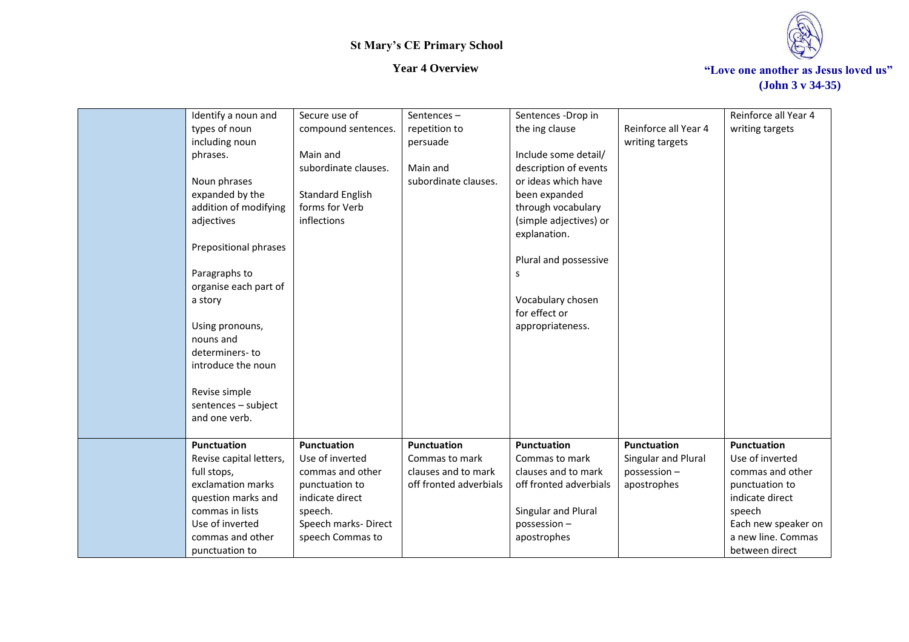# St Mary's CE Primary School

## Year 4 Overview

"Love one another as Jesus loved us" (John 3 v 34-35)

| | | | | | | |
|---|---|---|---|---|---|---|
| | Identify a noun and types of noun including noun phrases.<br><br>Noun phrases expanded by the addition of modifying adjectives<br><br>Prepositional phrases<br><br>Paragraphs to organise each part of a story<br><br>Using pronouns, nouns and determiners- to introduce the noun<br><br>Revise simple sentences – subject and one verb. | Secure use of compound sentences.<br><br>Main and subordinate clauses.<br><br>Standard English forms for Verb inflections | Sentences – repetition to persuade<br><br>Main and subordinate clauses. | Sentences -Drop in the ing clause<br><br>Include some detail/ description of events or ideas which have been expanded through vocabulary (simple adjectives) or explanation.<br><br>Plural and possessive s<br><br>Vocabulary chosen for effect or appropriateness. | Reinforce all Year 4 writing targets | Reinforce all Year 4 writing targets |
| | **Punctuation**<br>Revise capital letters, full stops, exclamation marks question marks and commas in lists<br>Use of inverted commas and other punctuation to | **Punctuation**<br>Use of inverted commas and other punctuation to indicate direct speech.<br>Speech marks- Direct speech Commas to | **Punctuation**<br>Commas to mark clauses and to mark off fronted adverbials | **Punctuation**<br>Commas to mark clauses and to mark off fronted adverbials<br><br>Singular and Plural possession – apostrophes | **Punctuation**<br>Singular and Plural possession – apostrophes | **Punctuation**<br>Use of inverted commas and other punctuation to indicate direct speech<br>Each new speaker on a new line. Commas between direct |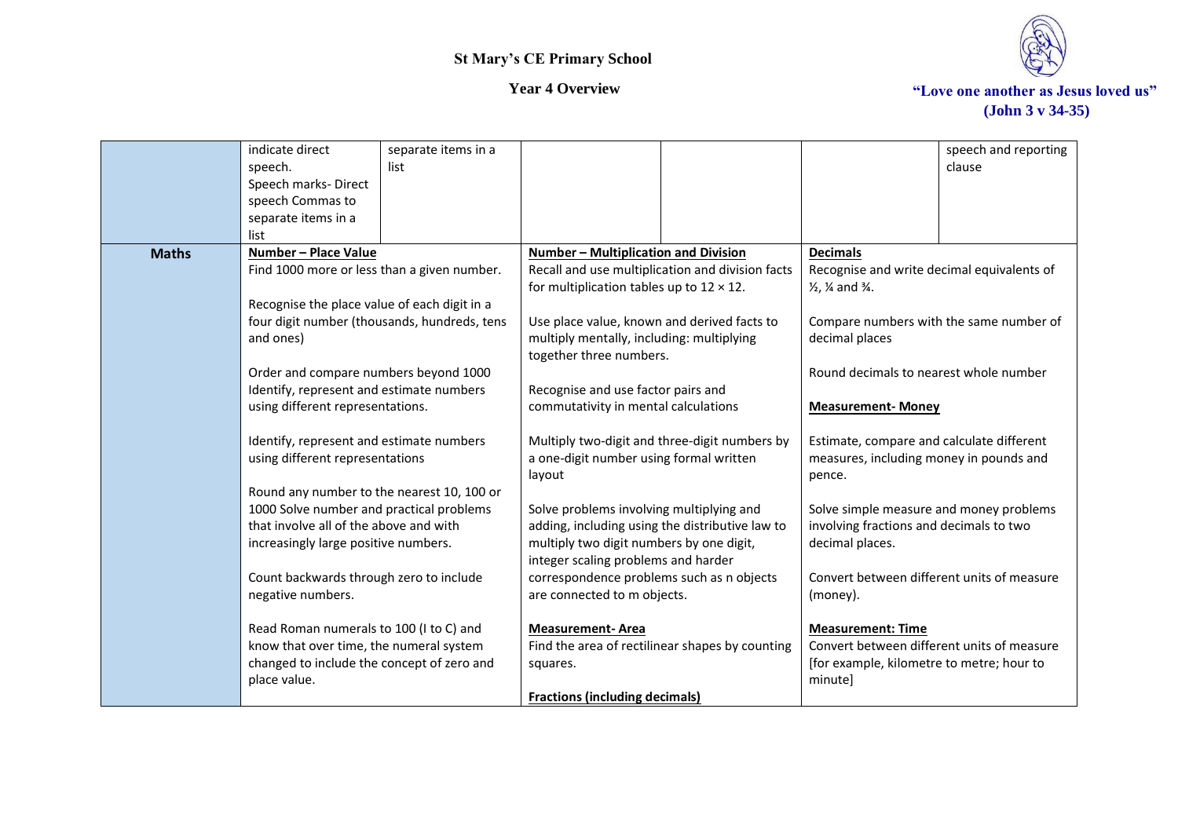# St Mary's CE Primary School

## Year 4 Overview

"Love one another as Jesus loved us" (John 3 v 34-35)

| | | | | | | |
|---|---|---|---|---|---|---|
| | indicate direct speech. Speech marks- Direct speech Commas to separate items in a list | separate items in a list | | | | speech and reporting clause |
| **Maths** | **Number – Place Value**<br>Find 1000 more or less than a given number.<br><br>Recognise the place value of each digit in a four digit number (thousands, hundreds, tens and ones)<br><br>Order and compare numbers beyond 1000 Identify, represent and estimate numbers using different representations.<br><br>Identify, represent and estimate numbers using different representations<br><br>Round any number to the nearest 10, 100 or 1000 Solve number and practical problems that involve all of the above and with increasingly large positive numbers.<br><br>Count backwards through zero to include negative numbers.<br><br>Read Roman numerals to 100 (I to C) and know that over time, the numeral system changed to include the concept of zero and place value. | | **Number – Multiplication and Division**<br>Recall and use multiplication and division facts for multiplication tables up to 12 × 12.<br><br>Use place value, known and derived facts to multiply mentally, including: multiplying together three numbers.<br><br>Recognise and use factor pairs and commutativity in mental calculations<br><br>Multiply two-digit and three-digit numbers by a one-digit number using formal written layout<br><br>Solve problems involving multiplying and adding, including using the distributive law to multiply two digit numbers by one digit, integer scaling problems and harder correspondence problems such as n objects are connected to m objects.<br><br>**Measurement- Area**<br>Find the area of rectilinear shapes by counting squares.<br><br>**Fractions (including decimals)** | | **Decimals**<br>Recognise and write decimal equivalents of ½, ¼ and ¾.<br><br>Compare numbers with the same number of decimal places<br><br>Round decimals to nearest whole number<br><br>**Measurement- Money**<br><br>Estimate, compare and calculate different measures, including money in pounds and pence.<br><br>Solve simple measure and money problems involving fractions and decimals to two decimal places.<br><br>Convert between different units of measure (money).<br><br>**Measurement: Time**<br>Convert between different units of measure [for example, kilometre to metre; hour to minute] | |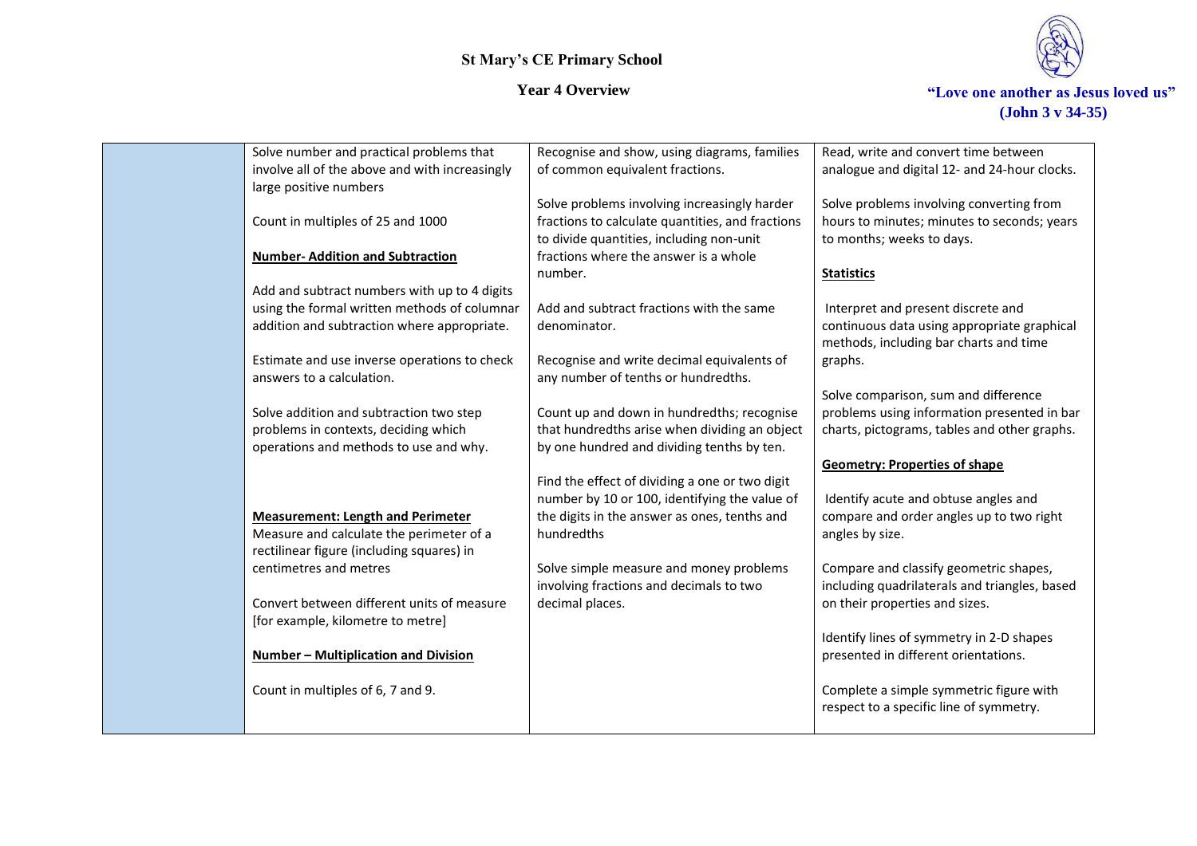# St Mary's CE Primary School

## Year 4 Overview

"Love one another as Jesus loved us" (John 3 v 34-35)

| | | | |
|---|---|---|---|
| | Solve number and practical problems that involve all of the above and with increasingly large positive numbers<br><br>Count in multiples of 25 and 1000<br><br>**Number- Addition and Subtraction**<br><br>Add and subtract numbers with up to 4 digits using the formal written methods of columnar addition and subtraction where appropriate.<br><br>Estimate and use inverse operations to check answers to a calculation.<br><br>Solve addition and subtraction two step problems in contexts, deciding which operations and methods to use and why.<br><br>**Measurement: Length and Perimeter**<br>Measure and calculate the perimeter of a rectilinear figure (including squares) in centimetres and metres<br><br>Convert between different units of measure [for example, kilometre to metre]<br><br>**Number – Multiplication and Division**<br><br>Count in multiples of 6, 7 and 9. | Recognise and show, using diagrams, families of common equivalent fractions.<br><br>Solve problems involving increasingly harder fractions to calculate quantities, and fractions to divide quantities, including non-unit fractions where the answer is a whole number.<br><br>Add and subtract fractions with the same denominator.<br><br>Recognise and write decimal equivalents of any number of tenths or hundredths.<br><br>Count up and down in hundredths; recognise that hundredths arise when dividing an object by one hundred and dividing tenths by ten.<br><br>Find the effect of dividing a one or two digit number by 10 or 100, identifying the value of the digits in the answer as ones, tenths and hundredths<br><br>Solve simple measure and money problems involving fractions and decimals to two decimal places. | Read, write and convert time between analogue and digital 12- and 24-hour clocks.<br><br>Solve problems involving converting from hours to minutes; minutes to seconds; years to months; weeks to days.<br><br>**Statistics**<br><br>Interpret and present discrete and continuous data using appropriate graphical methods, including bar charts and time graphs.<br><br>Solve comparison, sum and difference problems using information presented in bar charts, pictograms, tables and other graphs.<br><br>**Geometry: Properties of shape**<br><br>Identify acute and obtuse angles and compare and order angles up to two right angles by size.<br><br>Compare and classify geometric shapes, including quadrilaterals and triangles, based on their properties and sizes.<br><br>Identify lines of symmetry in 2-D shapes presented in different orientations.<br><br>Complete a simple symmetric figure with respect to a specific line of symmetry. |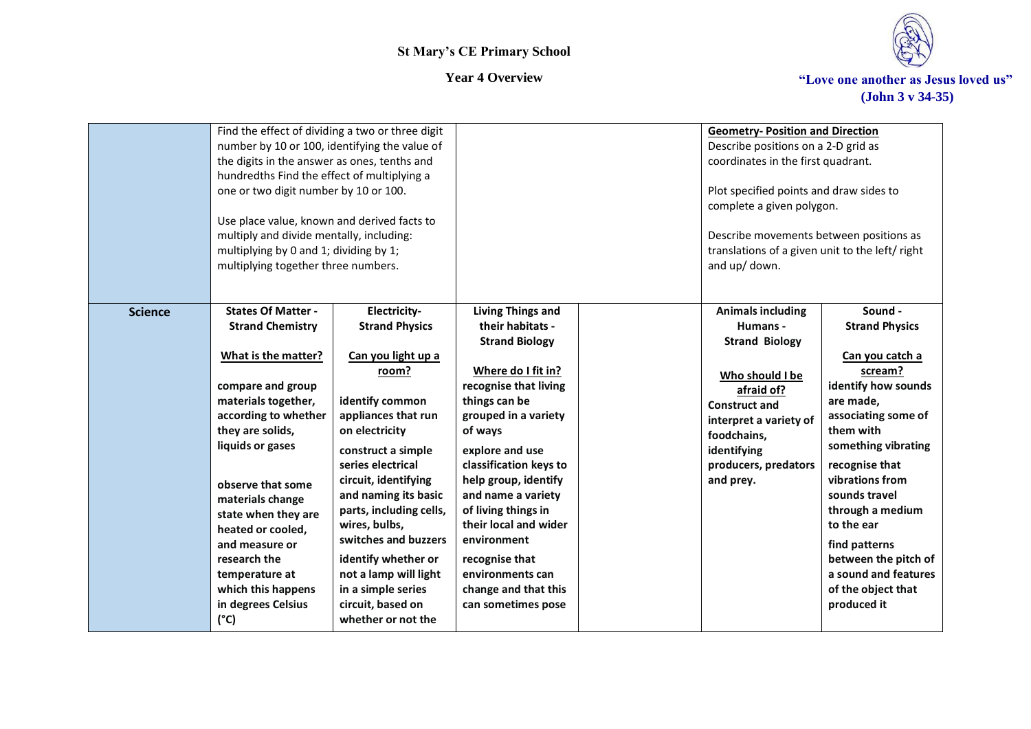# St Mary's CE Primary School

## Year 4 Overview

"Love one another as Jesus loved us" (John 3 v 34-35)

| | | | | | | |
|---|---|---|---|---|---|---|
| | Find the effect of dividing a two or three digit number by 10 or 100, identifying the value of the digits in the answer as ones, tenths and hundredths Find the effect of multiplying a one or two digit number by 10 or 100.<br><br>Use place value, known and derived facts to multiply and divide mentally, including: multiplying by 0 and 1; dividing by 1; multiplying together three numbers. | | | | **Geometry- Position and Direction**<br>Describe positions on a 2-D grid as coordinates in the first quadrant.<br><br>Plot specified points and draw sides to complete a given polygon.<br><br>Describe movements between positions as translations of a given unit to the left/ right and up/ down. | |
| **Science** | **States Of Matter - Strand Chemistry**<br><br>**What is the matter?**<br><br>**compare and group materials together, according to whether they are solids, liquids or gases**<br><br>**observe that some materials change state when they are heated or cooled, and measure or research the temperature at which this happens in degrees Celsius (°C)** | **Electricity- Strand Physics**<br><br>**Can you light up a room?**<br><br>**identify common appliances that run on electricity**<br><br>**construct a simple series electrical circuit, identifying and naming its basic parts, including cells, wires, bulbs, switches and buzzers**<br><br>**identify whether or not a lamp will light in a simple series circuit, based on whether or not the** | **Living Things and their habitats - Strand Biology**<br><br>**Where do I fit in?**<br>**recognise that living things can be grouped in a variety of ways**<br><br>**explore and use classification keys to help group, identify and name a variety of living things in their local and wider environment**<br><br>**recognise that environments can change and that this can sometimes pose** | | **Animals including Humans - Strand Biology**<br><br>**Who should I be afraid of?**<br>**Construct and interpret a variety of foodchains, identifying producers, predators and prey.** | **Sound - Strand Physics**<br><br>**Can you catch a scream?**<br>**identify how sounds are made, associating some of them with something vibrating**<br><br>**recognise that vibrations from sounds travel through a medium to the ear**<br><br>**find patterns between the pitch of a sound and features of the object that produced it** |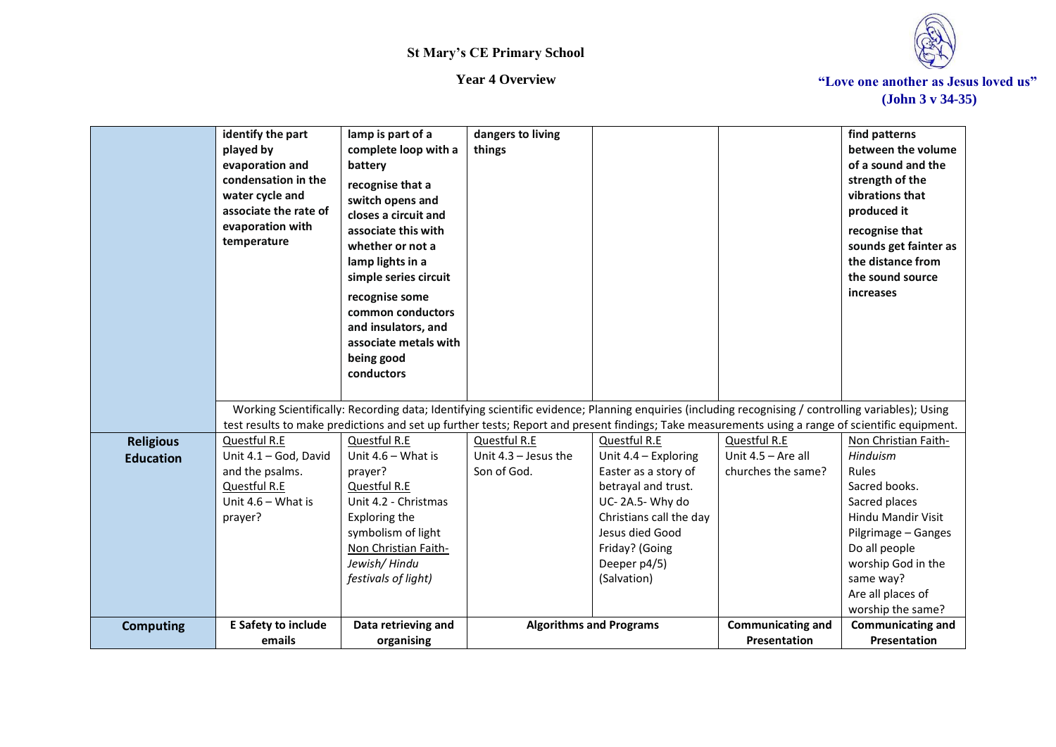St Mary's CE Primary School

Year 4 Overview

"Love one another as Jesus loved us" (John 3 v 34-35)

| | | | | | | |
|---|---|---|---|---|---|---|
| | **identify the part played by evaporation and condensation in the water cycle and associate the rate of evaporation with temperature** | **lamp is part of a complete loop with a battery**<br>**recognise that a switch opens and closes a circuit and associate this with whether or not a lamp lights in a simple series circuit**<br>**recognise some common conductors and insulators, and associate metals with being good conductors** | **dangers to living things** | | | **find patterns between the volume of a sound and the strength of the vibrations that produced it**<br>**recognise that sounds get fainter as the distance from the sound source increases** |
| | Working Scientifically: Recording data; Identifying scientific evidence; Planning enquiries (including recognising / controlling variables); Using test results to make predictions and set up further tests; Report and present findings; Take measurements using a range of scientific equipment. | | | | | |
| **Religious Education** | Questful R.E<br>Unit 4.1 – God, David and the psalms.<br>Questful R.E<br>Unit 4.6 – What is prayer? | Questful R.E<br>Unit 4.6 – What is prayer?<br>Questful R.E<br>Unit 4.2 - Christmas Exploring the symbolism of light<br>Non Christian Faith-<br>*Jewish/ Hindu festivals of light)* | Questful R.E<br>Unit 4.3 – Jesus the Son of God. | Questful R.E<br>Unit 4.4 – Exploring Easter as a story of betrayal and trust.<br>UC- 2A.5- Why do Christians call the day Jesus died Good Friday? (Going Deeper p4/5) (Salvation) | Questful R.E<br>Unit 4.5 – Are all churches the same? | Non Christian Faith-<br>*Hinduism*<br>Rules<br>Sacred books.<br>Sacred places<br>Hindu Mandir Visit<br>Pilgrimage – Ganges<br>Do all people worship God in the same way?<br>Are all places of worship the same? |
| **Computing** | **E Safety to include emails** | **Data retrieving and organising** | **Algorithms and Programs** | | **Communicating and Presentation** | **Communicating and Presentation** |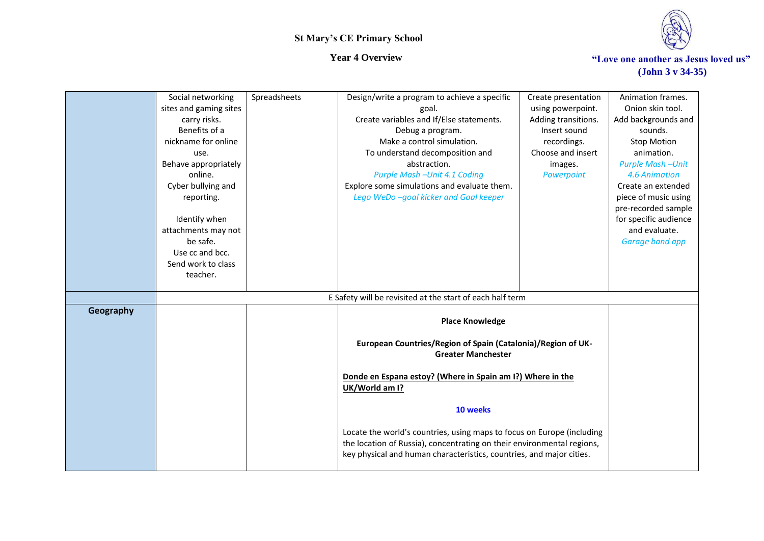# St Mary's CE Primary School

## Year 4 Overview

**"Love one another as Jesus loved us" (John 3 v 34-35)**

| | | | | | |
|---|---|---|---|---|---|
| | Social networking sites and gaming sites carry risks.<br>Benefits of a nickname for online use.<br>Behave appropriately online.<br>Cyber bullying and reporting.<br><br>Identify when attachments may not be safe.<br>Use cc and bcc.<br>Send work to class teacher. | Spreadsheets | Design/write a program to achieve a specific goal.<br>Create variables and If/Else statements.<br>Debug a program.<br>Make a control simulation.<br>To understand decomposition and abstraction.<br>*Purple Mash –Unit 4.1 Coding*<br>Explore some simulations and evaluate them.<br>*Lego WeDo –goal kicker and Goal keeper* | Create presentation using powerpoint.<br>Adding transitions.<br>Insert sound recordings.<br>Choose and insert images.<br>*Powerpoint* | Animation frames.<br>Onion skin tool.<br>Add backgrounds and sounds.<br>Stop Motion animation.<br>*Purple Mash –Unit 4.6 Animation*<br>Create an extended piece of music using pre-recorded sample for specific audience and evaluate.<br>*Garage band app* |
| | E Safety will be revisited at the start of each half term | | | | |
| **Geography** | | | **Place Knowledge**<br><br>**European Countries/Region of Spain (Catalonia)/Region of UK- Greater Manchester**<br><br>**Donde en Espana estoy? (Where in Spain am I?) Where in the UK/World am I?**<br><br>**10 weeks**<br><br>Locate the world's countries, using maps to focus on Europe (including the location of Russia), concentrating on their environmental regions, key physical and human characteristics, countries, and major cities. | | |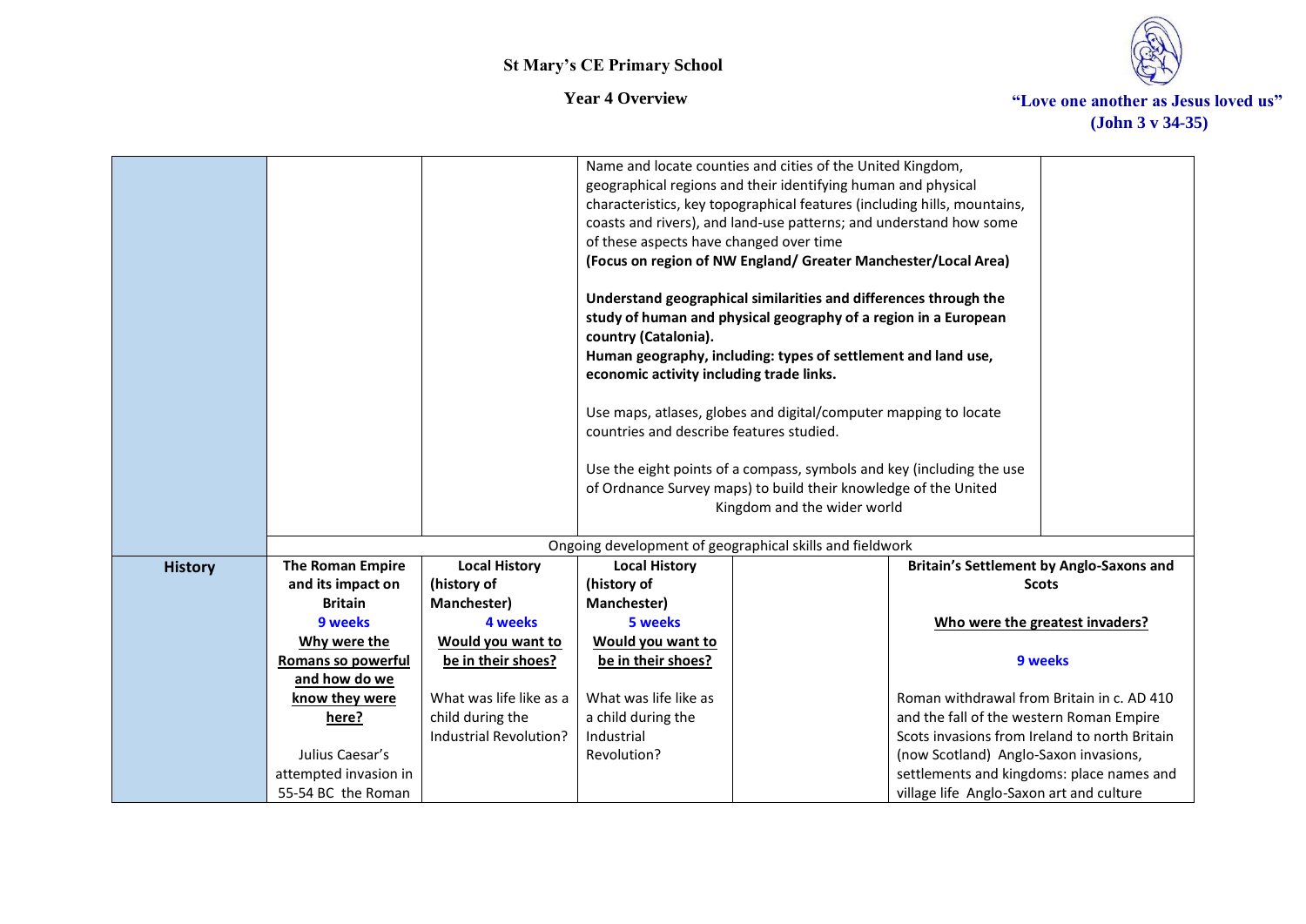St Mary's CE Primary School

Year 4 Overview

"Love one another as Jesus loved us" (John 3 v 34-35)

| | | | | | | |
|---|---|---|---|---|---|---|
| | | | Name and locate counties and cities of the United Kingdom, geographical regions and their identifying human and physical characteristics, key topographical features (including hills, mountains, coasts and rivers), and land-use patterns; and understand how some of these aspects have changed over time<br>**(Focus on region of NW England/ Greater Manchester/Local Area)**<br><br>**Understand geographical similarities and differences through the study of human and physical geography of a region in a European country (Catalonia).**<br>**Human geography, including: types of settlement and land use, economic activity including trade links.**<br><br>Use maps, atlases, globes and digital/computer mapping to locate countries and describe features studied.<br><br>Use the eight points of a compass, symbols and key (including the use of Ordnance Survey maps) to build their knowledge of the United Kingdom and the wider world | | | |
| | Ongoing development of geographical skills and fieldwork | | | | | |
| **History** | **The Roman Empire and its impact on Britain**<br>**9 weeks**<br>**Why were the Romans so powerful and how do we know they were here?**<br><br>Julius Caesar's attempted invasion in 55-54 BC the Roman | **Local History (history of Manchester)**<br>**4 weeks**<br>**Would you want to be in their shoes?**<br><br>What was life like as a child during the Industrial Revolution? | **Local History (history of Manchester)**<br>**5 weeks**<br>**Would you want to be in their shoes?**<br><br>What was life like as a child during the Industrial Revolution? | | **Britain's Settlement by Anglo-Saxons and Scots**<br><br>**Who were the greatest invaders?**<br><br>**9 weeks**<br><br>Roman withdrawal from Britain in c. AD 410 and the fall of the western Roman Empire Scots invasions from Ireland to north Britain (now Scotland) Anglo-Saxon invasions, settlements and kingdoms: place names and village life Anglo-Saxon art and culture | |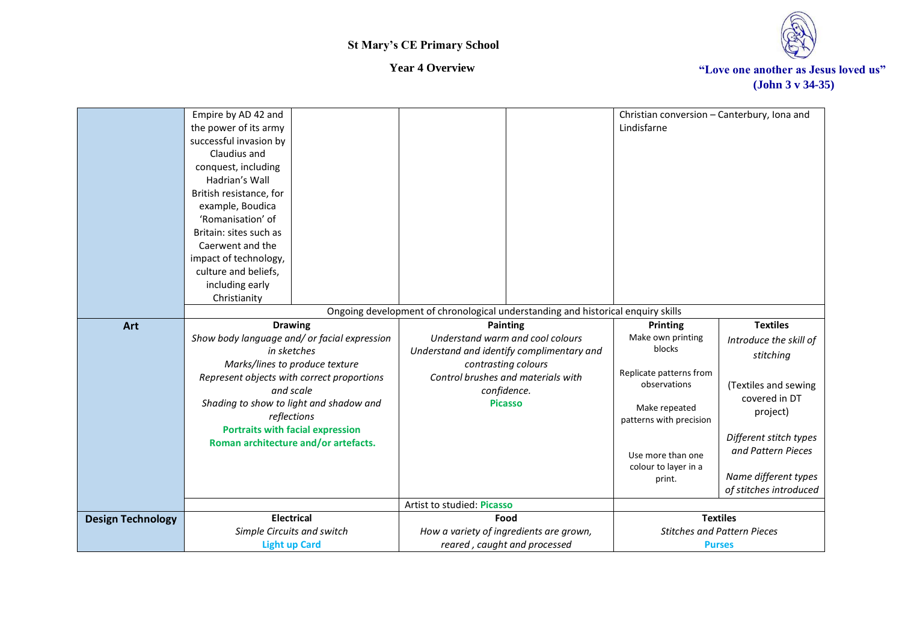St Mary's CE Primary School

Year 4 Overview

"Love one another as Jesus loved us" (John 3 v 34-35)

| | | | | | | |
|---|---|---|---|---|---|---|
| | Empire by AD 42 and the power of its army successful invasion by Claudius and conquest, including Hadrian's Wall British resistance, for example, Boudica 'Romanisation' of Britain: sites such as Caerwent and the impact of technology, culture and beliefs, including early Christianity | | | | Christian conversion – Canterbury, Iona and Lindisfarne | |
| | Ongoing development of chronological understanding and historical enquiry skills | | | | | |
| **Art** | **Drawing** *Show body language and/ or facial expression in sketches* *Marks/lines to produce texture* *Represent objects with correct proportions and scale* *Shading to show to light and shadow and reflections* **Portraits with facial expression** **Roman architecture and/or artefacts.** | | **Painting** *Understand warm and cool colours* *Understand and identify complimentary and contrasting colours* *Control brushes and materials with confidence.* **Picasso** | | **Printing** Make own printing blocks Replicate patterns from observations Make repeated patterns with precision Use more than one colour to layer in a print. | **Textiles** *Introduce the skill of stitching* (Textiles and sewing covered in DT project) *Different stitch types and Pattern Pieces* *Name different types of stitches introduced* |
| | | | Artist to studied: **Picasso** | | | |
| **Design Technology** | **Electrical** *Simple Circuits and switch* **Light up Card** | | **Food** *How a variety of ingredients are grown, reared , caught and processed* | | **Textiles** *Stitches and Pattern Pieces* **Purses** | |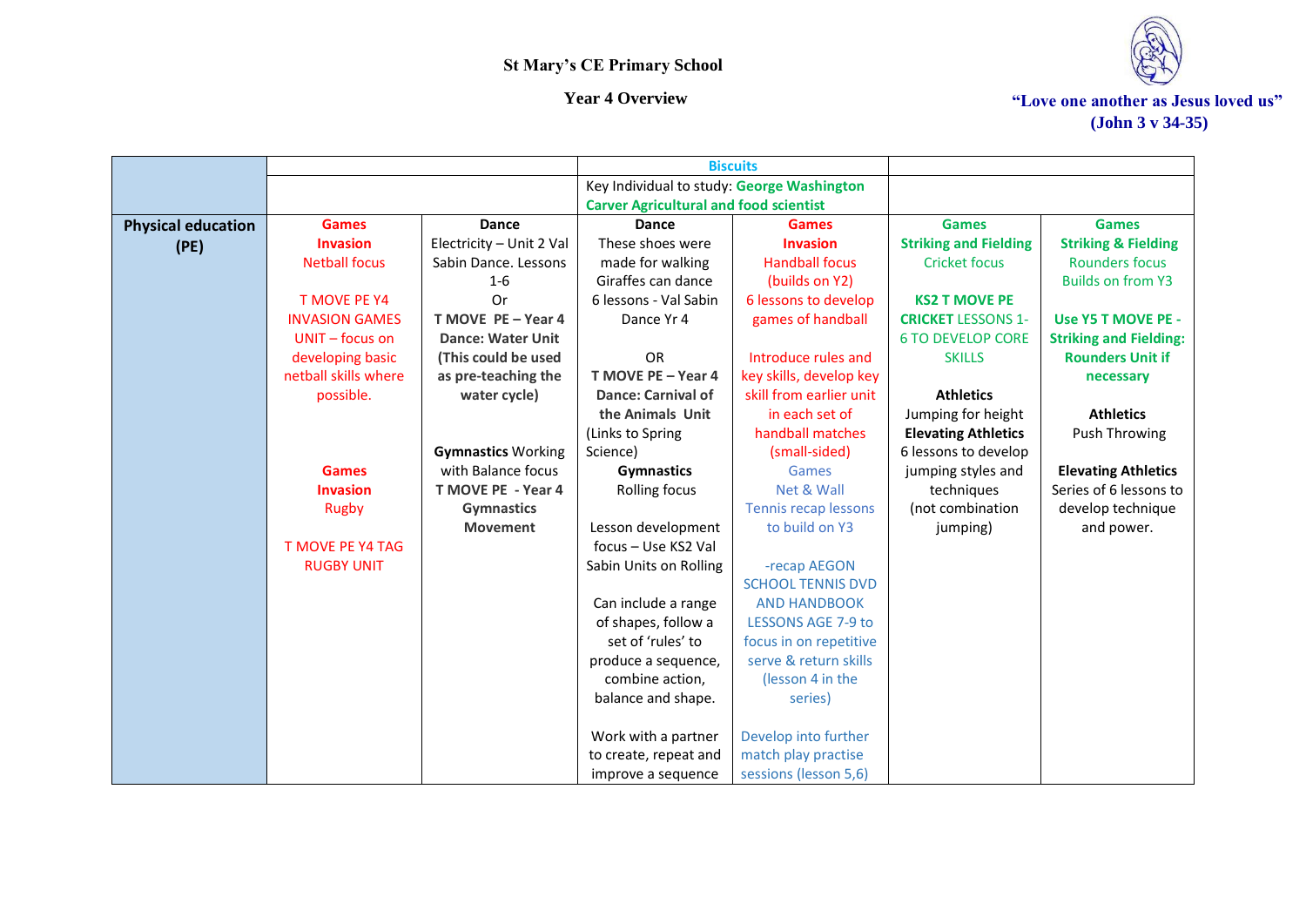St Mary's CE Primary School

Year 4 Overview

"Love one another as Jesus loved us"
(John 3 v 34-35)

| | | | | | | |
|---|---|---|---|---|---|---|
| | | | Biscuits | | | |
| | | | Key Individual to study: George Washington Carver Agricultural and food scientist | | | |
| **Physical education (PE)** | **Games** **Invasion** Netball focus<br><br>T MOVE PE Y4 INVASION GAMES UNIT – focus on developing basic netball skills where possible.<br><br>**Games** **Invasion** Rugby<br><br>T MOVE PE Y4 TAG RUGBY UNIT | **Dance** Electricity – Unit 2 Val Sabin Dance. Lessons 1-6<br>Or<br>**T MOVE PE – Year 4 Dance: Water Unit (This could be used as pre-teaching the water cycle)**<br><br>**Gymnastics** Working with Balance focus<br>**T MOVE PE - Year 4 Gymnastics Movement** | **Dance** These shoes were made for walking Giraffes can dance 6 lessons - Val Sabin Dance Yr 4<br><br>OR<br>**T MOVE PE – Year 4 Dance: Carnival of the Animals Unit** (Links to Spring Science)<br>**Gymnastics** Rolling focus<br><br>Lesson development focus – Use KS2 Val Sabin Units on Rolling<br><br>Can include a range of shapes, follow a set of 'rules' to produce a sequence, combine action, balance and shape.<br><br>Work with a partner to create, repeat and improve a sequence | **Games** **Invasion** Handball focus (builds on Y2)<br>6 lessons to develop games of handball<br><br>Introduce rules and key skills, develop key skill from earlier unit in each set of handball matches (small-sided)<br>Games Net & Wall Tennis recap lessons to build on Y3<br><br>-recap AEGON SCHOOL TENNIS DVD AND HANDBOOK LESSONS AGE 7-9 to focus in on repetitive serve & return skills (lesson 4 in the series)<br><br>Develop into further match play practise sessions (lesson 5,6) | **Games** **Striking and Fielding** Cricket focus<br><br>**KS2 T MOVE PE** CRICKET LESSONS 1-6 TO DEVELOP CORE SKILLS<br><br>**Athletics** Jumping for height<br>**Elevating Athletics** 6 lessons to develop jumping styles and techniques (not combination jumping) | **Games** **Striking & Fielding** Rounders focus Builds on from Y3<br><br>**Use Y5 T MOVE PE - Striking and Fielding: Rounders Unit if necessary**<br><br>**Athletics** Push Throwing<br><br>**Elevating Athletics** Series of 6 lessons to develop technique and power. |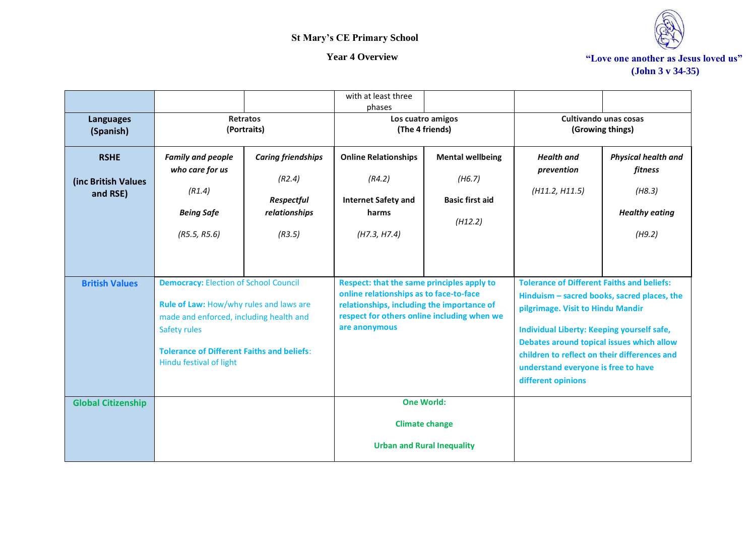St Mary's CE Primary School

Year 4 Overview

"Love one another as Jesus loved us"
(John 3 v 34-35)

| | | | | | | |
|---|---|---|---|---|---|---|
| | | | with at least three phases | | | |
| **Languages (Spanish)** | **Retratos (Portraits)** | | **Los cuatro amigos (The 4 friends)** | | **Cultivando unas cosas (Growing things)** | |
| **RSHE (inc British Values and RSE)** | ***Family and people who care for us*** *(R1.4)* ***Being Safe*** *(R5.5, R5.6)* | ***Caring friendships*** *(R2.4)* ***Respectful relationships*** *(R3.5)* | **Online Relationships** *(R4.2)* **Internet Safety and harms** *(H7.3, H7.4)* | **Mental wellbeing** *(H6.7)* **Basic first aid** *(H12.2)* | ***Health and prevention*** *(H11.2, H11.5)* | ***Physical health and fitness*** *(H8.3)* ***Healthy eating*** *(H9.2)* |
| **British Values** | **Democracy:** Election of School Council **Rule of Law:** How/why rules and laws are made and enforced, including health and Safety rules **Tolerance of Different Faiths and beliefs**: Hindu festival of light | | **Respect: that the same principles apply to online relationships as to face-to-face relationships, including the importance of respect for others online including when we are anonymous** | | **Tolerance of Different Faiths and beliefs: Hinduism – sacred books, sacred places, the pilgrimage. Visit to Hindu Mandir** **Individual Liberty: Keeping yourself safe, Debates around topical issues which allow children to reflect on their differences and understand everyone is free to have different opinions** | |
| **Global Citizenship** | | | **One World:** **Climate change** **Urban and Rural Inequality** | | | |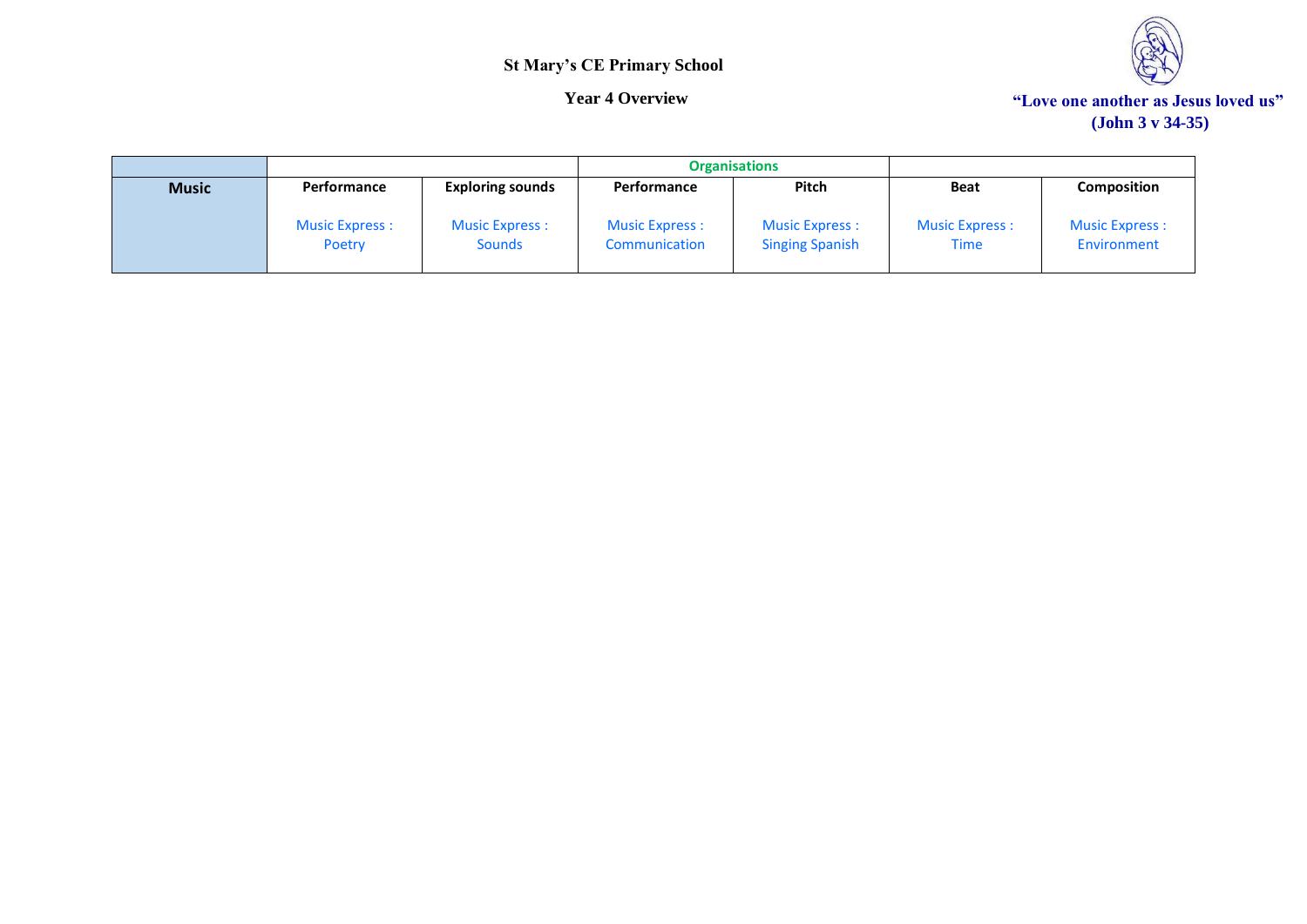**St Mary's CE Primary School**

**Year 4 Overview**

**"Love one another as Jesus loved us"**
**(John 3 v 34-35)**

| | | | Organisations | | | |
|---|---|---|---|---|---|---|
| **Music** | **Performance**<br><br>Music Express : Poetry | **Exploring sounds**<br><br>Music Express : Sounds | **Performance**<br><br>Music Express : Communication | **Pitch**<br><br>Music Express : Singing Spanish | **Beat**<br><br>Music Express : Time | **Composition**<br><br>Music Express : Environment |